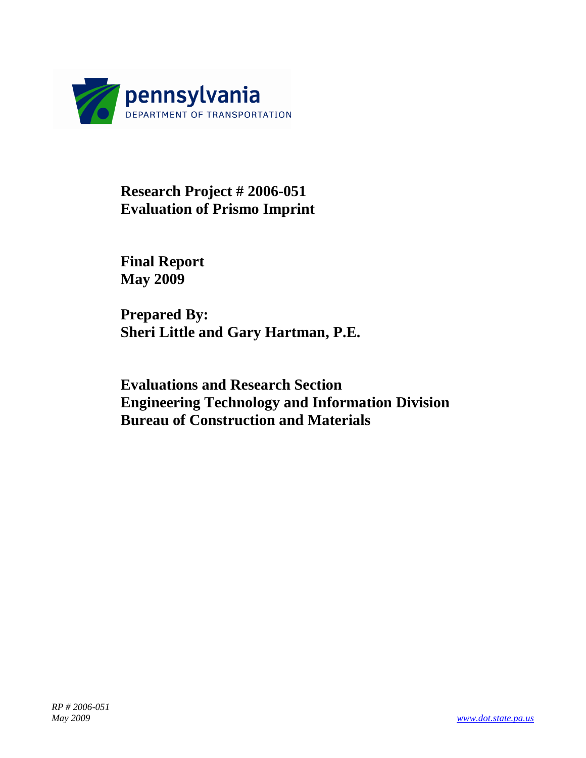pennsylvania
DEPARTMENT OF TRANSPORTATION

**Research Project # 2006-051**
**Evaluation of Prismo Imprint**

**Final Report**
**May 2009**

**Prepared By:**
**Sheri Little and Gary Hartman, P.E.**

**Evaluations and Research Section**
**Engineering Technology and Information Division**
**Bureau of Construction and Materials**

*RP # 2006-051*
*May 2009*

www.dot.state.pa.us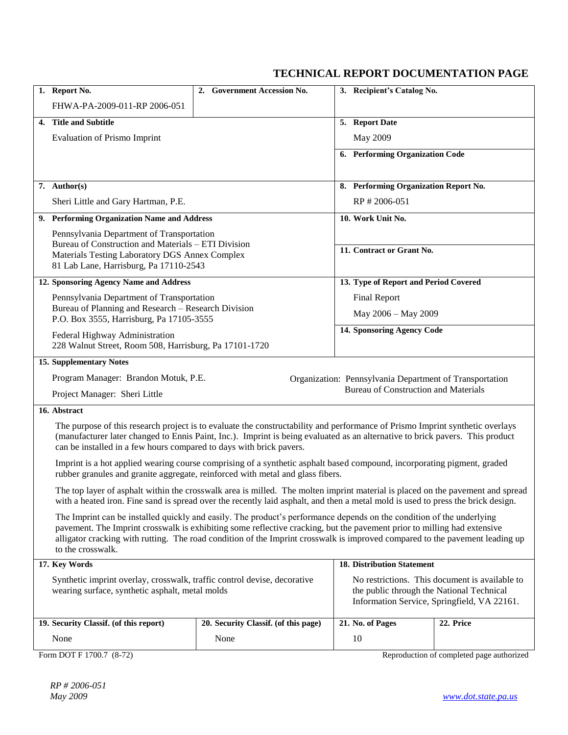# TECHNICAL REPORT DOCUMENTATION PAGE

| 1. Report No. | 2. Government Accession No. | 3. Recipient's Catalog No. |
|---|---|---|
| FHWA-PA-2009-011-RP 2006-051 | | |

| 4. Title and Subtitle | 5. Report Date |
|---|---|
| Evaluation of Prismo Imprint | May 2009 |
| | 6. Performing Organization Code |
| 7. Author(s) | 8. Performing Organization Report No. |
| Sheri Little and Gary Hartman, P.E. | RP # 2006-051 |
| 9. Performing Organization Name and Address | 10. Work Unit No. |
| Pennsylvania Department of Transportation<br>Bureau of Construction and Materials – ETI Division<br>Materials Testing Laboratory DGS Annex Complex<br>81 Lab Lane, Harrisburg, Pa 17110-2543 | 11. Contract or Grant No. |
| 12. Sponsoring Agency Name and Address | 13. Type of Report and Period Covered |
| Pennsylvania Department of Transportation<br>Bureau of Planning and Research – Research Division<br>P.O. Box 3555, Harrisburg, Pa 17105-3555 | Final Report<br>May 2006 – May 2009 |
| Federal Highway Administration<br>228 Walnut Street, Room 508, Harrisburg, Pa 17101-1720 | 14. Sponsoring Agency Code |

**15. Supplementary Notes**

Program Manager: Brandon Motuk, P.E.

Project Manager: Sheri Little

Organization: Pennsylvania Department of Transportation Bureau of Construction and Materials

**16. Abstract**

The purpose of this research project is to evaluate the constructability and performance of Prismo Imprint synthetic overlays (manufacturer later changed to Ennis Paint, Inc.). Imprint is being evaluated as an alternative to brick pavers. This product can be installed in a few hours compared to days with brick pavers.

Imprint is a hot applied wearing course comprising of a synthetic asphalt based compound, incorporating pigment, graded rubber granules and granite aggregate, reinforced with metal and glass fibers.

The top layer of asphalt within the crosswalk area is milled. The molten imprint material is placed on the pavement and spread with a heated iron. Fine sand is spread over the recently laid asphalt, and then a metal mold is used to press the brick design.

The Imprint can be installed quickly and easily. The product's performance depends on the condition of the underlying pavement. The Imprint crosswalk is exhibiting some reflective cracking, but the pavement prior to milling had extensive alligator cracking with rutting. The road condition of the Imprint crosswalk is improved compared to the pavement leading up to the crosswalk.

| 17. Key Words | 18. Distribution Statement |
|---|---|
| Synthetic imprint overlay, crosswalk, traffic control devise, decorative wearing surface, synthetic asphalt, metal molds | No restrictions. This document is available to the public through the National Technical Information Service, Springfield, VA 22161. |

| 19. Security Classif. (of this report) | 20. Security Classif. (of this page) | 21. No. of Pages | 22. Price |
|---|---|---|---|
| None | None | 10 | |

Form DOT F 1700.7 (8-72) Reproduction of completed page authorized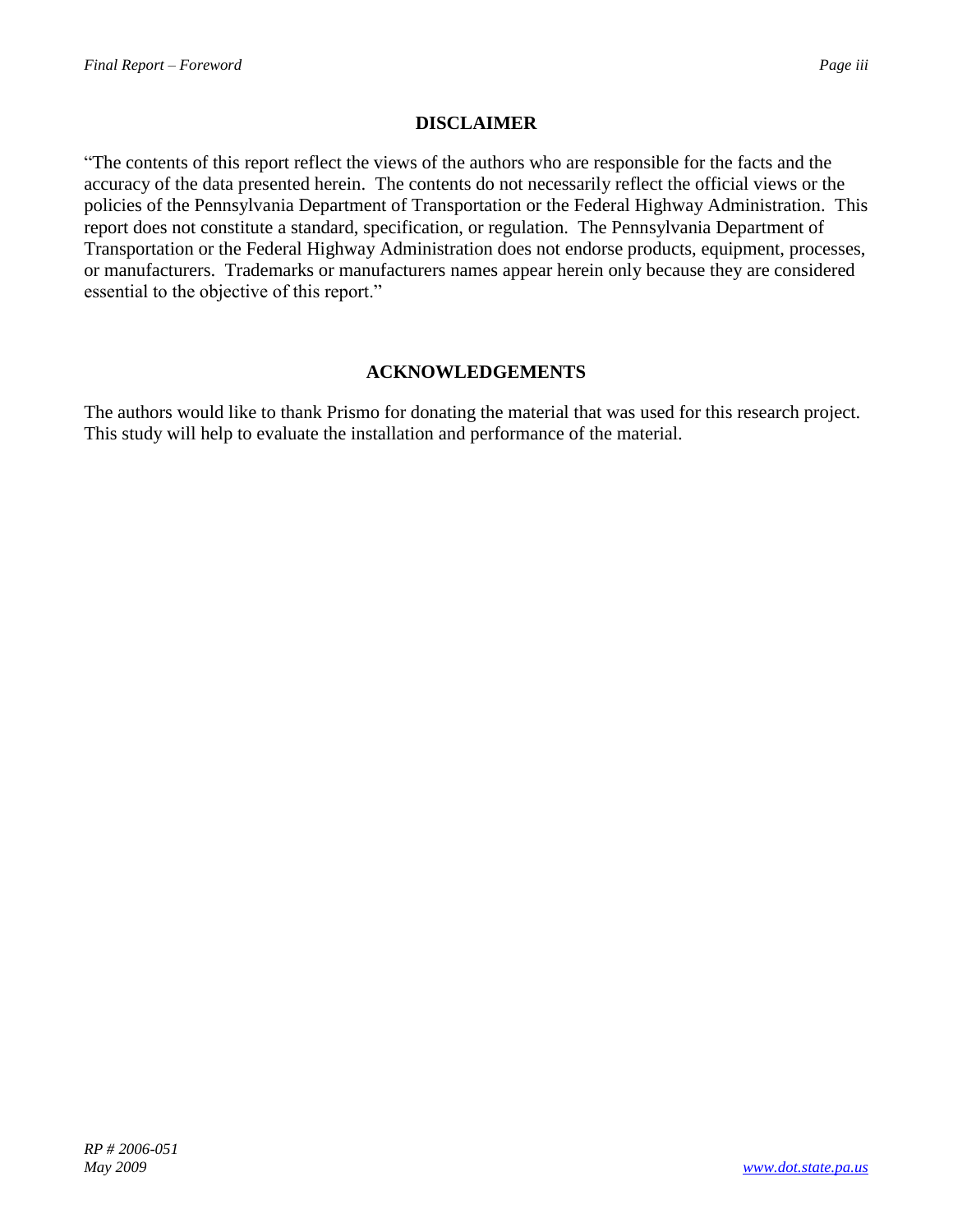## DISCLAIMER

"The contents of this report reflect the views of the authors who are responsible for the facts and the accuracy of the data presented herein. The contents do not necessarily reflect the official views or the policies of the Pennsylvania Department of Transportation or the Federal Highway Administration. This report does not constitute a standard, specification, or regulation. The Pennsylvania Department of Transportation or the Federal Highway Administration does not endorse products, equipment, processes, or manufacturers. Trademarks or manufacturers names appear herein only because they are considered essential to the objective of this report."

## ACKNOWLEDGEMENTS

The authors would like to thank Prismo for donating the material that was used for this research project. This study will help to evaluate the installation and performance of the material.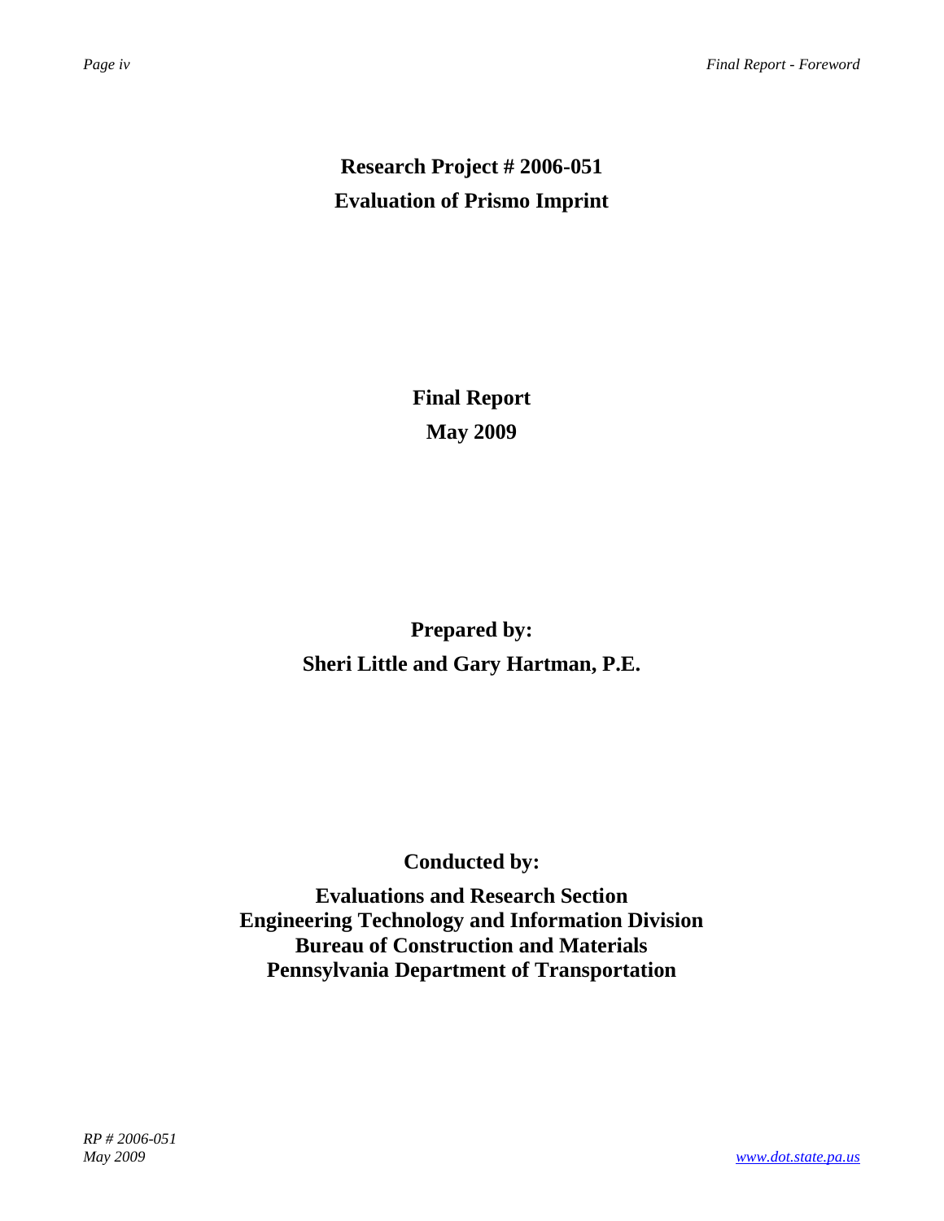**Research Project # 2006-051**

**Evaluation of Prismo Imprint**

**Final Report**

**May 2009**

**Prepared by:**

**Sheri Little and Gary Hartman, P.E.**

**Conducted by:**

**Evaluations and Research Section**
**Engineering Technology and Information Division**
**Bureau of Construction and Materials**
**Pennsylvania Department of Transportation**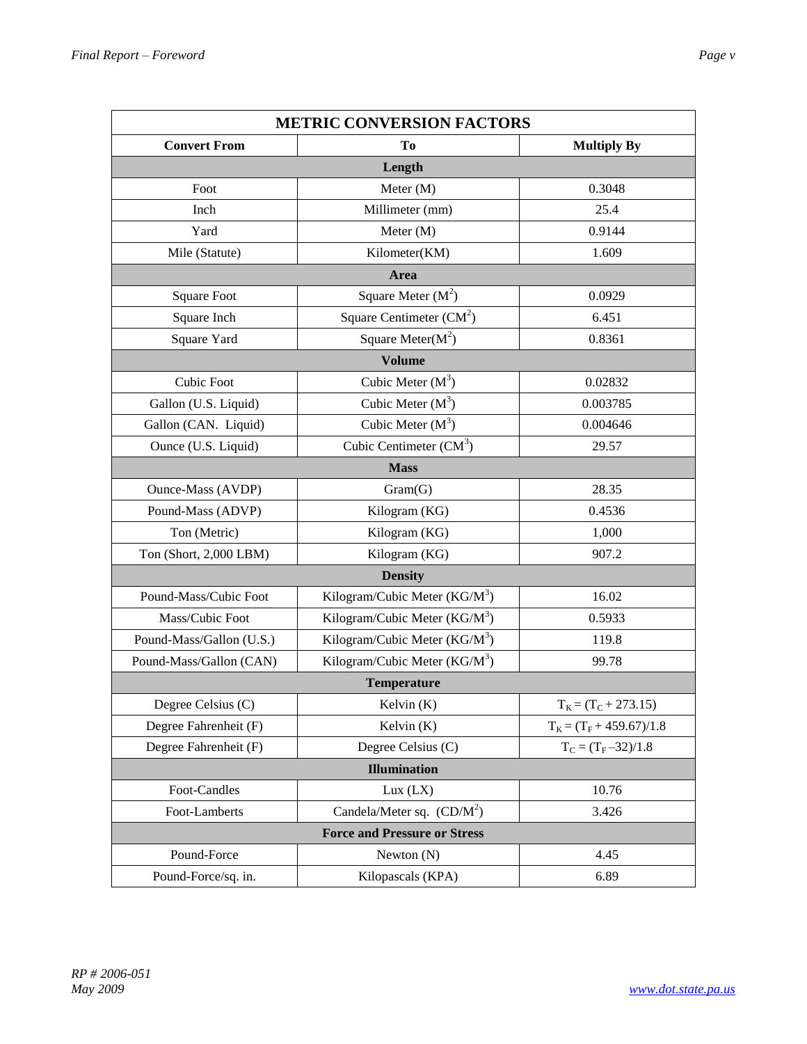| METRIC CONVERSION FACTORS | | |
|---|---|---|
| **Convert From** | **To** | **Multiply By** |
| **Length** | | |
| Foot | Meter (M) | 0.3048 |
| Inch | Millimeter (mm) | 25.4 |
| Yard | Meter (M) | 0.9144 |
| Mile (Statute) | Kilometer(KM) | 1.609 |
| **Area** | | |
| Square Foot | Square Meter ($M^2$) | 0.0929 |
| Square Inch | Square Centimeter ($CM^2$) | 6.451 |
| Square Yard | Square Meter($M^2$) | 0.8361 |
| **Volume** | | |
| Cubic Foot | Cubic Meter ($M^3$) | 0.02832 |
| Gallon (U.S. Liquid) | Cubic Meter ($M^3$) | 0.003785 |
| Gallon (CAN. Liquid) | Cubic Meter ($M^3$) | 0.004646 |
| Ounce (U.S. Liquid) | Cubic Centimeter ($CM^3$) | 29.57 |
| **Mass** | | |
| Ounce-Mass (AVDP) | Gram(G) | 28.35 |
| Pound-Mass (ADVP) | Kilogram (KG) | 0.4536 |
| Ton (Metric) | Kilogram (KG) | 1,000 |
| Ton (Short, 2,000 LBM) | Kilogram (KG) | 907.2 |
| **Density** | | |
| Pound-Mass/Cubic Foot | Kilogram/Cubic Meter ($KG/M^3$) | 16.02 |
| Mass/Cubic Foot | Kilogram/Cubic Meter ($KG/M^3$) | 0.5933 |
| Pound-Mass/Gallon (U.S.) | Kilogram/Cubic Meter ($KG/M^3$) | 119.8 |
| Pound-Mass/Gallon (CAN) | Kilogram/Cubic Meter ($KG/M^3$) | 99.78 |
| **Temperature** | | |
| Degree Celsius (C) | Kelvin (K) | $T_K = (T_C + 273.15)$ |
| Degree Fahrenheit (F) | Kelvin (K) | $T_K = (T_F + 459.67)/1.8$ |
| Degree Fahrenheit (F) | Degree Celsius (C) | $T_C = (T_F - 32)/1.8$ |
| **Illumination** | | |
| Foot-Candles | Lux (LX) | 10.76 |
| Foot-Lamberts | Candela/Meter sq. ($CD/M^2$) | 3.426 |
| **Force and Pressure or Stress** | | |
| Pound-Force | Newton (N) | 4.45 |
| Pound-Force/sq. in. | Kilopascals (KPA) | 6.89 |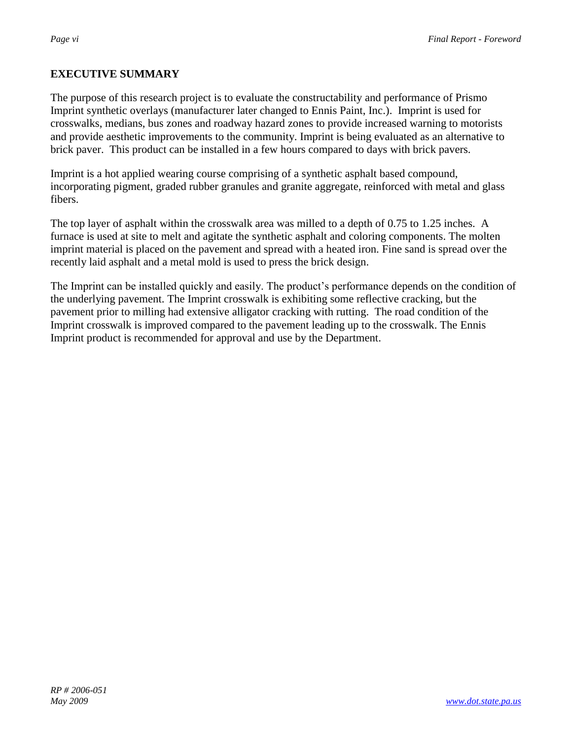## EXECUTIVE SUMMARY

The purpose of this research project is to evaluate the constructability and performance of Prismo Imprint synthetic overlays (manufacturer later changed to Ennis Paint, Inc.). Imprint is used for crosswalks, medians, bus zones and roadway hazard zones to provide increased warning to motorists and provide aesthetic improvements to the community. Imprint is being evaluated as an alternative to brick paver. This product can be installed in a few hours compared to days with brick pavers.

Imprint is a hot applied wearing course comprising of a synthetic asphalt based compound, incorporating pigment, graded rubber granules and granite aggregate, reinforced with metal and glass fibers.

The top layer of asphalt within the crosswalk area was milled to a depth of 0.75 to 1.25 inches. A furnace is used at site to melt and agitate the synthetic asphalt and coloring components. The molten imprint material is placed on the pavement and spread with a heated iron. Fine sand is spread over the recently laid asphalt and a metal mold is used to press the brick design.

The Imprint can be installed quickly and easily. The product's performance depends on the condition of the underlying pavement. The Imprint crosswalk is exhibiting some reflective cracking, but the pavement prior to milling had extensive alligator cracking with rutting. The road condition of the Imprint crosswalk is improved compared to the pavement leading up to the crosswalk. The Ennis Imprint product is recommended for approval and use by the Department.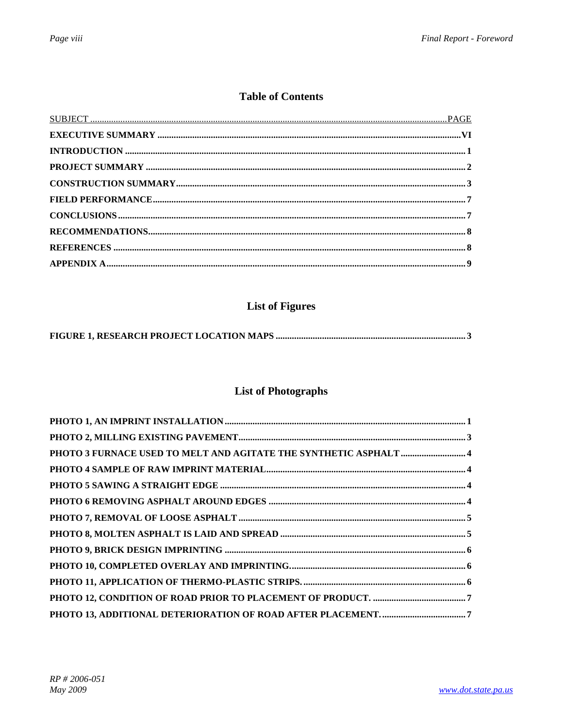# Table of Contents

| SUBJECT | PAGE |
|---|---|
| **EXECUTIVE SUMMARY** | **VI** |
| **INTRODUCTION** | **1** |
| **PROJECT SUMMARY** | **2** |
| **CONSTRUCTION SUMMARY** | **3** |
| **FIELD PERFORMANCE** | **7** |
| **CONCLUSIONS** | **7** |
| **RECOMMENDATIONS** | **8** |
| **REFERENCES** | **8** |
| **APPENDIX A** | **9** |

# List of Figures

| | |
|---|---|
| **FIGURE 1, RESEARCH PROJECT LOCATION MAPS** | **3** |

# List of Photographs

| | |
|---|---|
| **PHOTO 1, AN IMPRINT INSTALLATION** | **1** |
| **PHOTO 2, MILLING EXISTING PAVEMENT** | **3** |
| **PHOTO 3 FURNACE USED TO MELT AND AGITATE THE SYNTHETIC ASPHALT** | **4** |
| **PHOTO 4 SAMPLE OF RAW IMPRINT MATERIAL** | **4** |
| **PHOTO 5 SAWING A STRAIGHT EDGE** | **4** |
| **PHOTO 6 REMOVING ASPHALT AROUND EDGES** | **4** |
| **PHOTO 7, REMOVAL OF LOOSE ASPHALT** | **5** |
| **PHOTO 8, MOLTEN ASPHALT IS LAID AND SPREAD** | **5** |
| **PHOTO 9, BRICK DESIGN IMPRINTING** | **6** |
| **PHOTO 10, COMPLETED OVERLAY AND IMPRINTING.** | **6** |
| **PHOTO 11, APPLICATION OF THERMO-PLASTIC STRIPS.** | **6** |
| **PHOTO 12, CONDITION OF ROAD PRIOR TO PLACEMENT OF PRODUCT.** | **7** |
| **PHOTO 13, ADDITIONAL DETERIORATION OF ROAD AFTER PLACEMENT.** | **7** |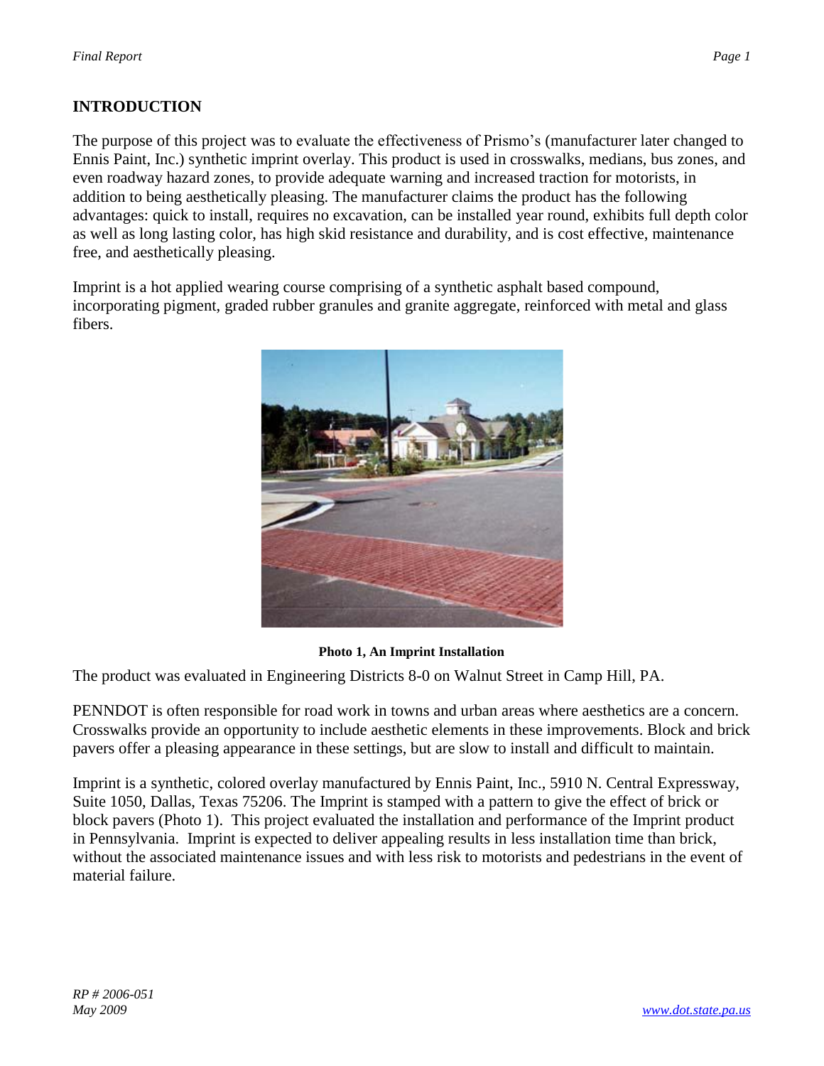## INTRODUCTION

The purpose of this project was to evaluate the effectiveness of Prismo's (manufacturer later changed to Ennis Paint, Inc.) synthetic imprint overlay. This product is used in crosswalks, medians, bus zones, and even roadway hazard zones, to provide adequate warning and increased traction for motorists, in addition to being aesthetically pleasing. The manufacturer claims the product has the following advantages: quick to install, requires no excavation, can be installed year round, exhibits full depth color as well as long lasting color, has high skid resistance and durability, and is cost effective, maintenance free, and aesthetically pleasing.

Imprint is a hot applied wearing course comprising of a synthetic asphalt based compound, incorporating pigment, graded rubber granules and granite aggregate, reinforced with metal and glass fibers.

**Photo 1, An Imprint Installation**

The product was evaluated in Engineering Districts 8-0 on Walnut Street in Camp Hill, PA.

PENNDOT is often responsible for road work in towns and urban areas where aesthetics are a concern. Crosswalks provide an opportunity to include aesthetic elements in these improvements. Block and brick pavers offer a pleasing appearance in these settings, but are slow to install and difficult to maintain.

Imprint is a synthetic, colored overlay manufactured by Ennis Paint, Inc., 5910 N. Central Expressway, Suite 1050, Dallas, Texas 75206. The Imprint is stamped with a pattern to give the effect of brick or block pavers (Photo 1). This project evaluated the installation and performance of the Imprint product in Pennsylvania. Imprint is expected to deliver appealing results in less installation time than brick, without the associated maintenance issues and with less risk to motorists and pedestrians in the event of material failure.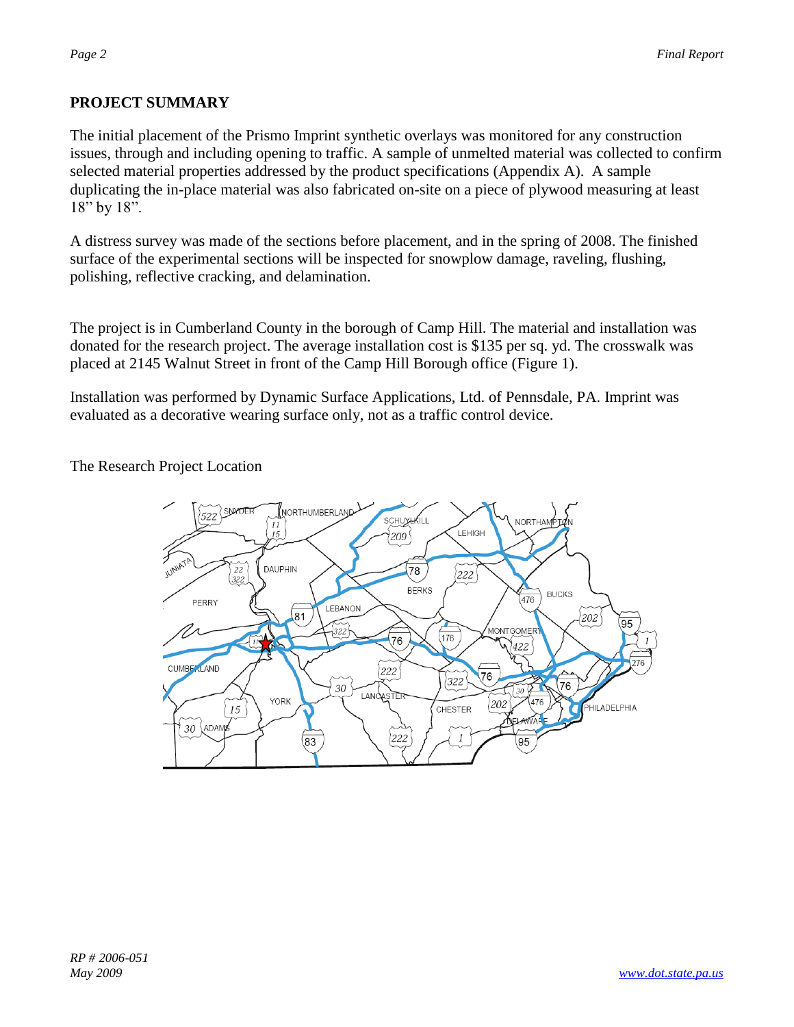## PROJECT SUMMARY

The initial placement of the Prismo Imprint synthetic overlays was monitored for any construction issues, through and including opening to traffic. A sample of unmelted material was collected to confirm selected material properties addressed by the product specifications (Appendix A). A sample duplicating the in-place material was also fabricated on-site on a piece of plywood measuring at least 18" by 18".

A distress survey was made of the sections before placement, and in the spring of 2008. The finished surface of the experimental sections will be inspected for snowplow damage, raveling, flushing, polishing, reflective cracking, and delamination.

The project is in Cumberland County in the borough of Camp Hill. The material and installation was donated for the research project. The average installation cost is $135 per sq. yd. The crosswalk was placed at 2145 Walnut Street in front of the Camp Hill Borough office (Figure 1).

Installation was performed by Dynamic Surface Applications, Ltd. of Pennsdale, PA. Imprint was evaluated as a decorative wearing surface only, not as a traffic control device.

The Research Project Location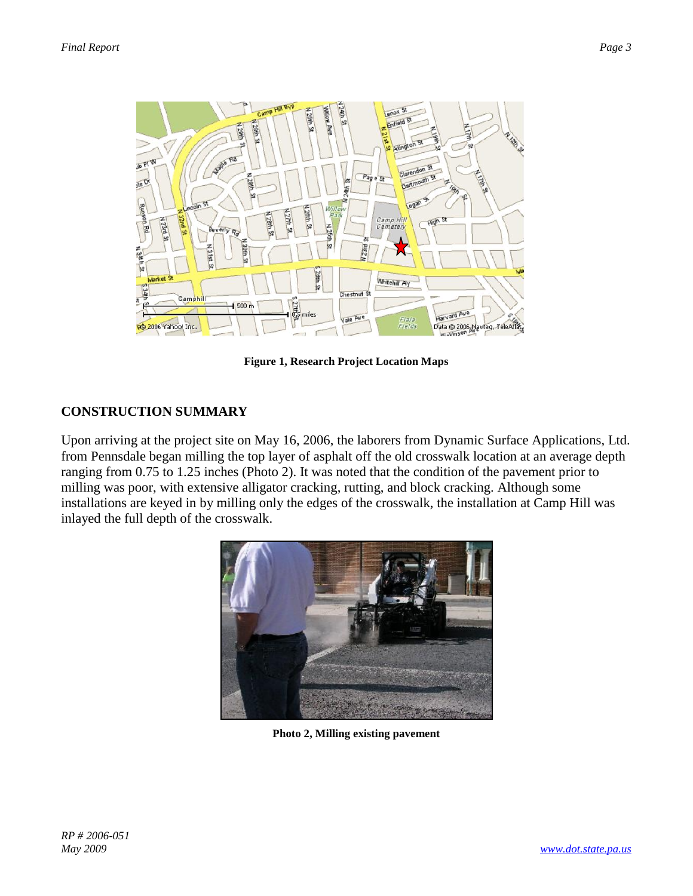Figure 1, Research Project Location Maps

## CONSTRUCTION SUMMARY

Upon arriving at the project site on May 16, 2006, the laborers from Dynamic Surface Applications, Ltd. from Pennsdale began milling the top layer of asphalt off the old crosswalk location at an average depth ranging from 0.75 to 1.25 inches (Photo 2). It was noted that the condition of the pavement prior to milling was poor, with extensive alligator cracking, rutting, and block cracking. Although some installations are keyed in by milling only the edges of the crosswalk, the installation at Camp Hill was inlayed the full depth of the crosswalk.

Photo 2, Milling existing pavement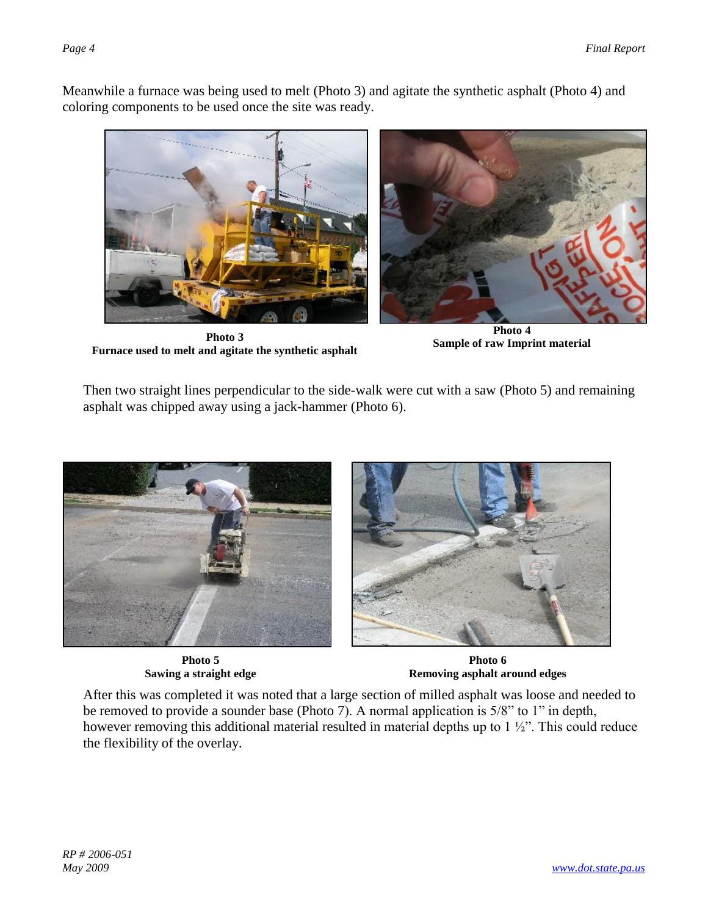Meanwhile a furnace was being used to melt (Photo 3) and agitate the synthetic asphalt (Photo 4) and coloring components to be used once the site was ready.

**Photo 3**
**Furnace used to melt and agitate the synthetic asphalt**

**Photo 4**
**Sample of raw Imprint material**

Then two straight lines perpendicular to the side-walk were cut with a saw (Photo 5) and remaining asphalt was chipped away using a jack-hammer (Photo 6).

**Photo 5**
**Sawing a straight edge**

**Photo 6**
**Removing asphalt around edges**

After this was completed it was noted that a large section of milled asphalt was loose and needed to be removed to provide a sounder base (Photo 7). A normal application is 5/8" to 1" in depth, however removing this additional material resulted in material depths up to 1 ½". This could reduce the flexibility of the overlay.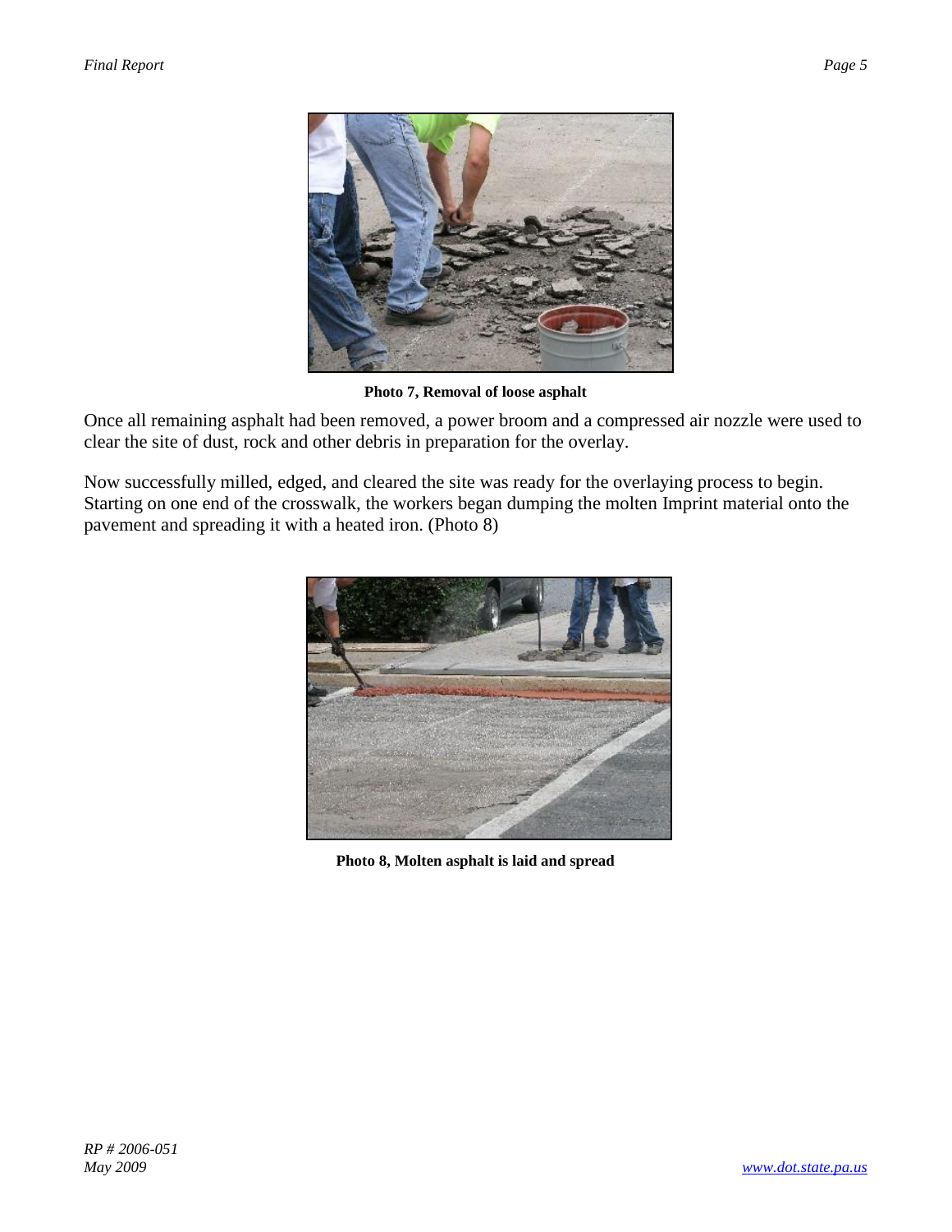**Photo 7, Removal of loose asphalt**

Once all remaining asphalt had been removed, a power broom and a compressed air nozzle were used to clear the site of dust, rock and other debris in preparation for the overlay.

Now successfully milled, edged, and cleared the site was ready for the overlaying process to begin. Starting on one end of the crosswalk, the workers began dumping the molten Imprint material onto the pavement and spreading it with a heated iron. (Photo 8)

**Photo 8, Molten asphalt is laid and spread**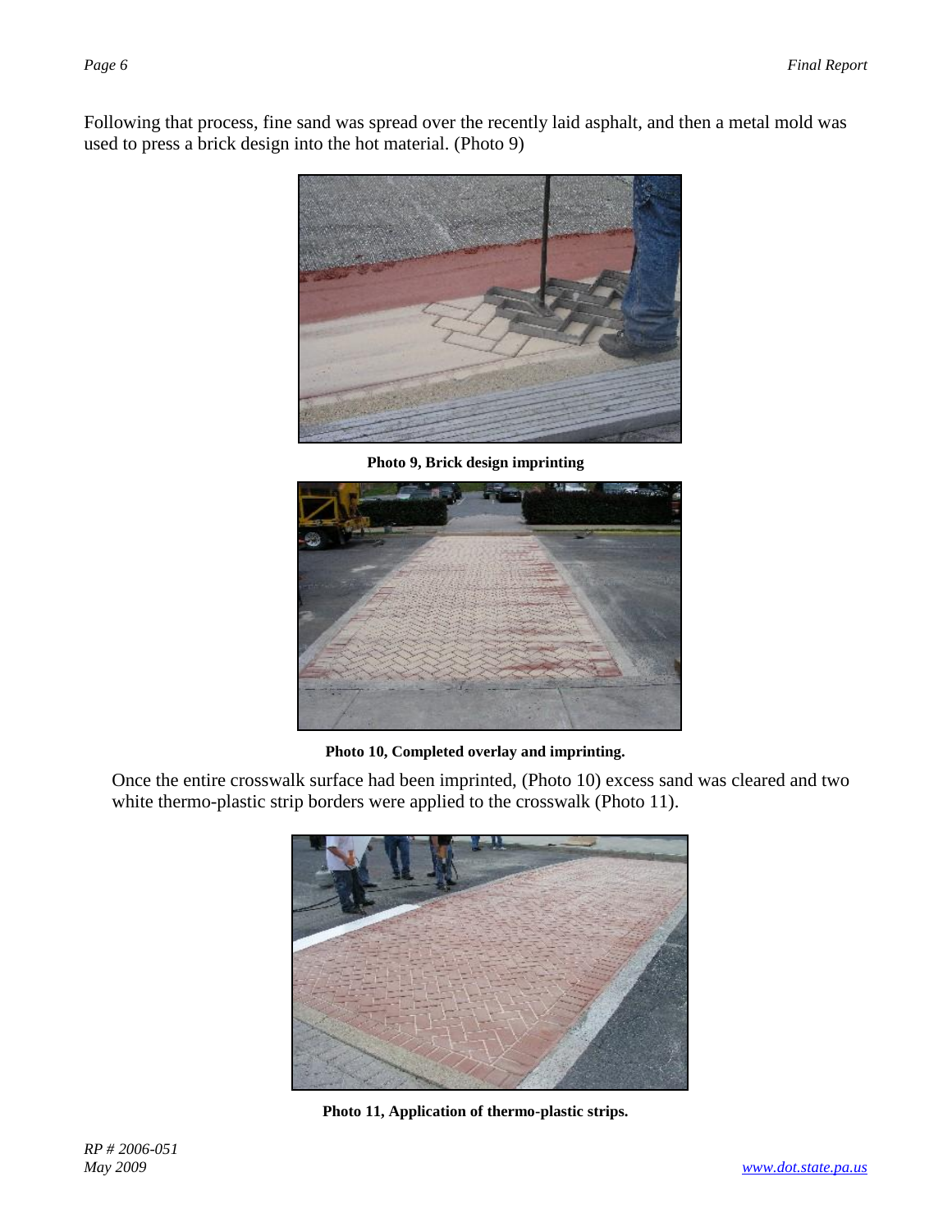Following that process, fine sand was spread over the recently laid asphalt, and then a metal mold was used to press a brick design into the hot material. (Photo 9)

**Photo 9, Brick design imprinting**

**Photo 10, Completed overlay and imprinting.**

Once the entire crosswalk surface had been imprinted, (Photo 10) excess sand was cleared and two white thermo-plastic strip borders were applied to the crosswalk (Photo 11).

**Photo 11, Application of thermo-plastic strips.**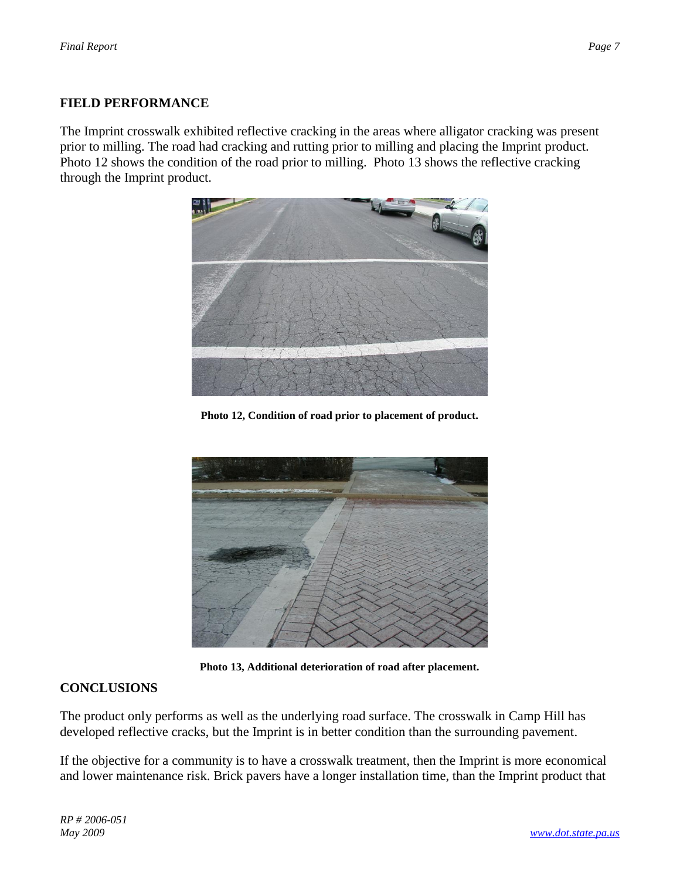## FIELD PERFORMANCE

The Imprint crosswalk exhibited reflective cracking in the areas where alligator cracking was present prior to milling. The road had cracking and rutting prior to milling and placing the Imprint product. Photo 12 shows the condition of the road prior to milling. Photo 13 shows the reflective cracking through the Imprint product.

**Photo 12, Condition of road prior to placement of product.**

**Photo 13, Additional deterioration of road after placement.**

## CONCLUSIONS

The product only performs as well as the underlying road surface. The crosswalk in Camp Hill has developed reflective cracks, but the Imprint is in better condition than the surrounding pavement.

If the objective for a community is to have a crosswalk treatment, then the Imprint is more economical and lower maintenance risk. Brick pavers have a longer installation time, than the Imprint product that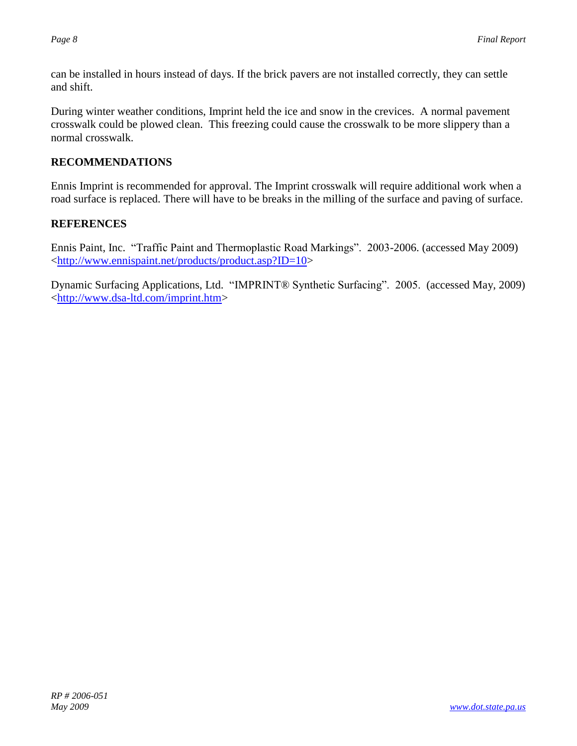can be installed in hours instead of days. If the brick pavers are not installed correctly, they can settle and shift.

During winter weather conditions, Imprint held the ice and snow in the crevices. A normal pavement crosswalk could be plowed clean. This freezing could cause the crosswalk to be more slippery than a normal crosswalk.

## RECOMMENDATIONS

Ennis Imprint is recommended for approval. The Imprint crosswalk will require additional work when a road surface is replaced. There will have to be breaks in the milling of the surface and paving of surface.

## REFERENCES

Ennis Paint, Inc. "Traffic Paint and Thermoplastic Road Markings". 2003-2006. (accessed May 2009) <http://www.ennispaint.net/products/product.asp?ID=10>

Dynamic Surfacing Applications, Ltd. "IMPRINT® Synthetic Surfacing". 2005. (accessed May, 2009) <http://www.dsa-ltd.com/imprint.htm>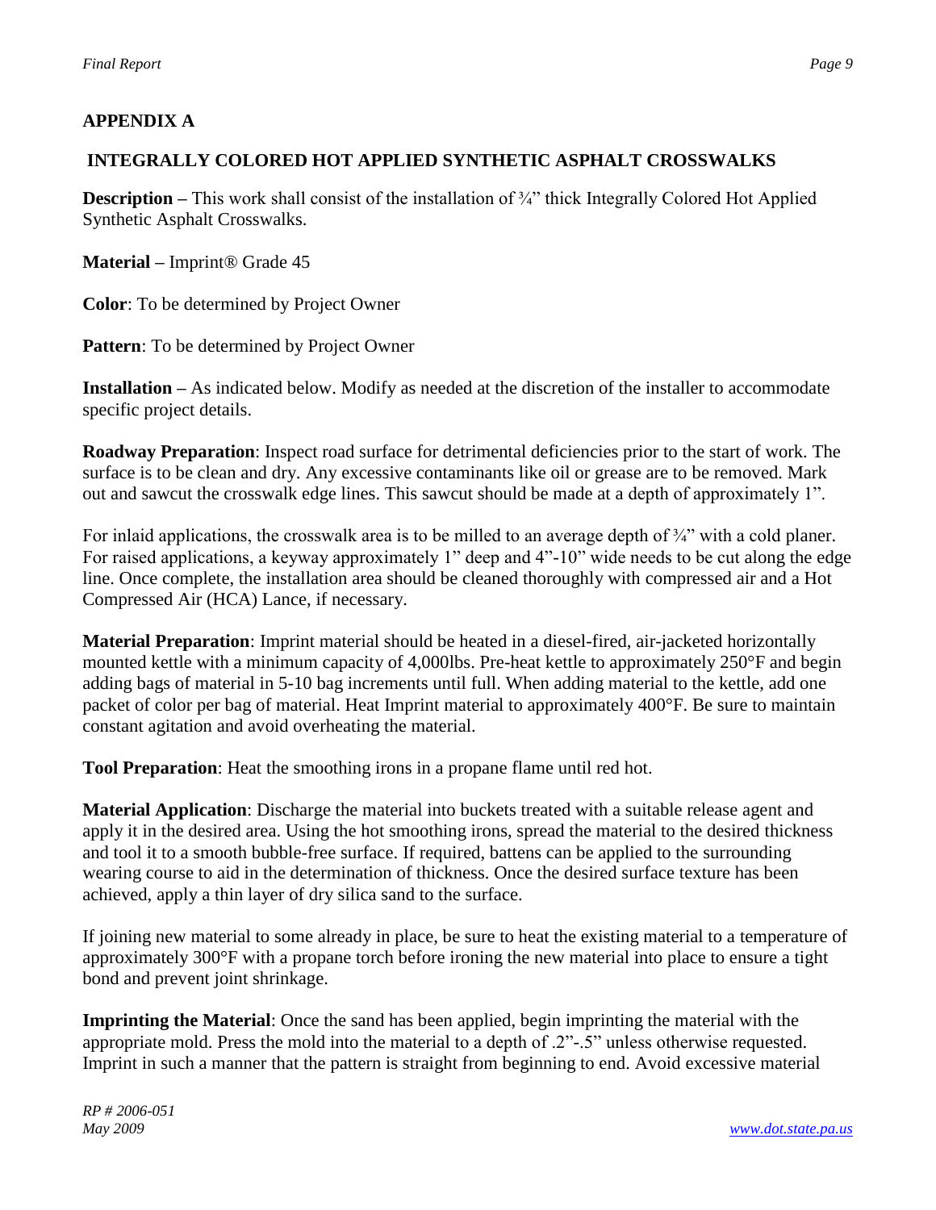## APPENDIX A

### INTEGRALLY COLORED HOT APPLIED SYNTHETIC ASPHALT CROSSWALKS

**Description –** This work shall consist of the installation of ¾" thick Integrally Colored Hot Applied Synthetic Asphalt Crosswalks.

**Material –** Imprint® Grade 45

**Color**: To be determined by Project Owner

**Pattern**: To be determined by Project Owner

**Installation –** As indicated below. Modify as needed at the discretion of the installer to accommodate specific project details.

**Roadway Preparation**: Inspect road surface for detrimental deficiencies prior to the start of work. The surface is to be clean and dry. Any excessive contaminants like oil or grease are to be removed. Mark out and sawcut the crosswalk edge lines. This sawcut should be made at a depth of approximately 1".

For inlaid applications, the crosswalk area is to be milled to an average depth of ¾" with a cold planer. For raised applications, a keyway approximately 1" deep and 4"-10" wide needs to be cut along the edge line. Once complete, the installation area should be cleaned thoroughly with compressed air and a Hot Compressed Air (HCA) Lance, if necessary.

**Material Preparation**: Imprint material should be heated in a diesel-fired, air-jacketed horizontally mounted kettle with a minimum capacity of 4,000lbs. Pre-heat kettle to approximately 250°F and begin adding bags of material in 5-10 bag increments until full. When adding material to the kettle, add one packet of color per bag of material. Heat Imprint material to approximately 400°F. Be sure to maintain constant agitation and avoid overheating the material.

**Tool Preparation**: Heat the smoothing irons in a propane flame until red hot.

**Material Application**: Discharge the material into buckets treated with a suitable release agent and apply it in the desired area. Using the hot smoothing irons, spread the material to the desired thickness and tool it to a smooth bubble-free surface. If required, battens can be applied to the surrounding wearing course to aid in the determination of thickness. Once the desired surface texture has been achieved, apply a thin layer of dry silica sand to the surface.

If joining new material to some already in place, be sure to heat the existing material to a temperature of approximately 300°F with a propane torch before ironing the new material into place to ensure a tight bond and prevent joint shrinkage.

**Imprinting the Material**: Once the sand has been applied, begin imprinting the material with the appropriate mold. Press the mold into the material to a depth of .2"-.5" unless otherwise requested. Imprint in such a manner that the pattern is straight from beginning to end. Avoid excessive material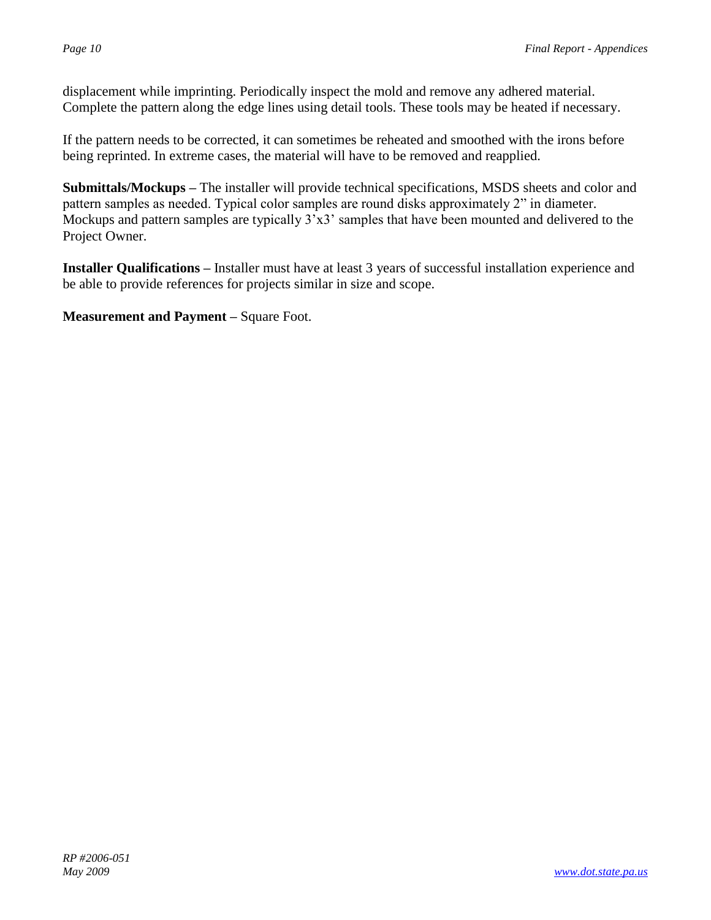displacement while imprinting. Periodically inspect the mold and remove any adhered material. Complete the pattern along the edge lines using detail tools. These tools may be heated if necessary.

If the pattern needs to be corrected, it can sometimes be reheated and smoothed with the irons before being reprinted. In extreme cases, the material will have to be removed and reapplied.

**Submittals/Mockups –** The installer will provide technical specifications, MSDS sheets and color and pattern samples as needed. Typical color samples are round disks approximately 2" in diameter. Mockups and pattern samples are typically 3'x3' samples that have been mounted and delivered to the Project Owner.

**Installer Qualifications –** Installer must have at least 3 years of successful installation experience and be able to provide references for projects similar in size and scope.

**Measurement and Payment –** Square Foot.